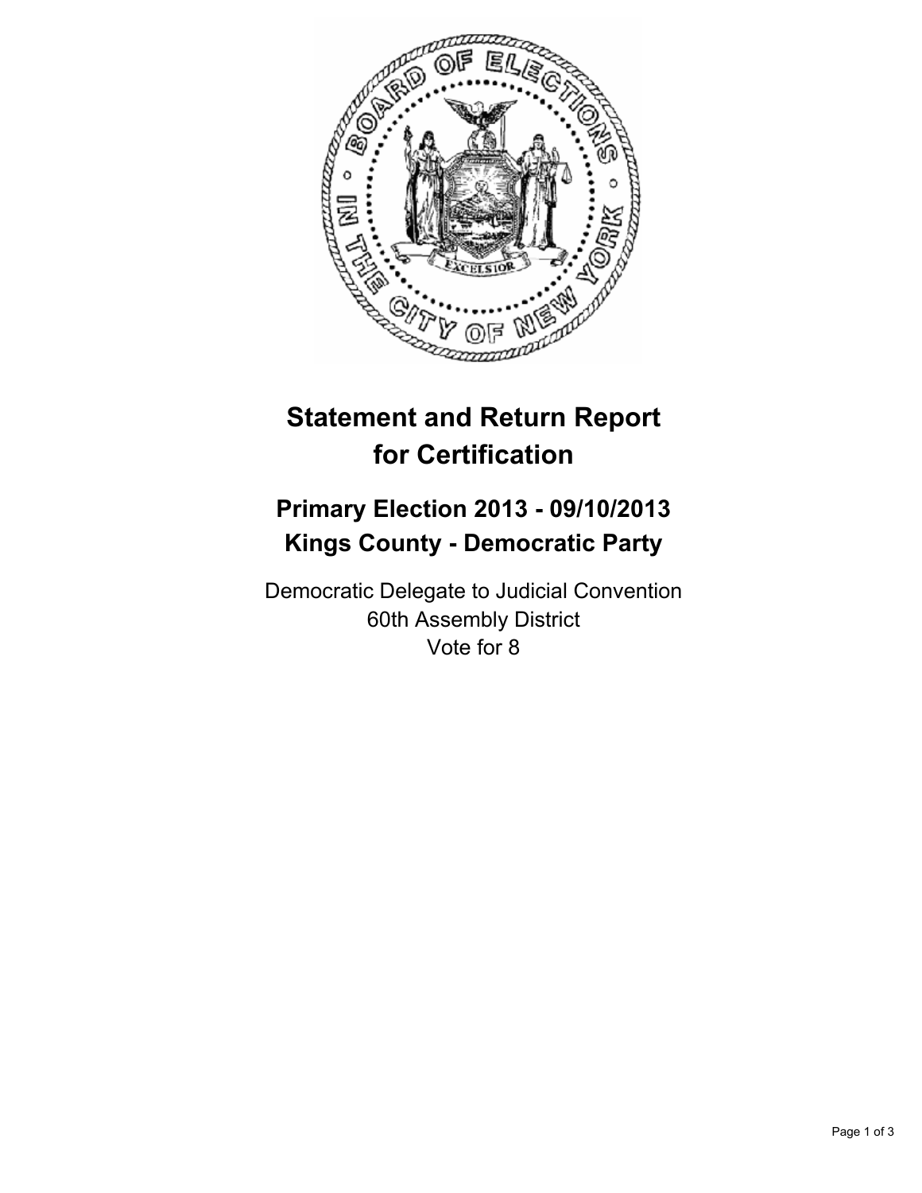# Statement and Return Report for Certification

## Primary Election 2013 - 09/10/2013
## Kings County - Democratic Party

Democratic Delegate to Judicial Convention
60th Assembly District
Vote for 8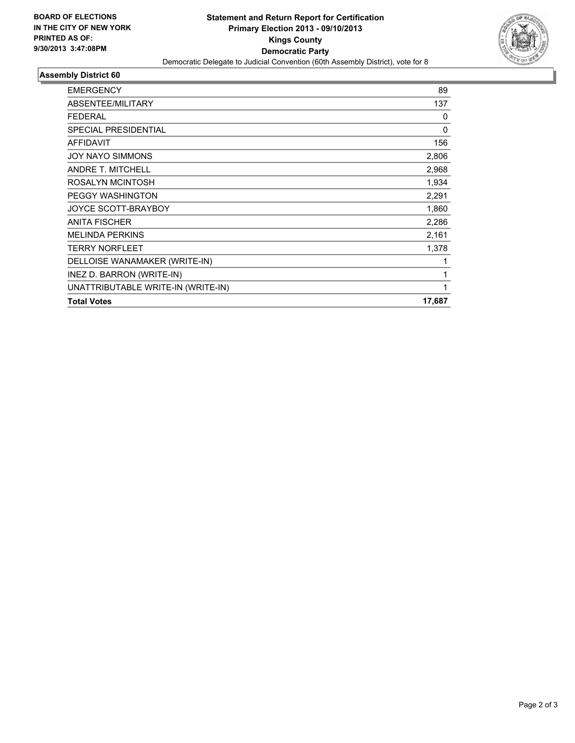**BOARD OF ELECTIONS IN THE CITY OF NEW YORK PRINTED AS OF: 9/30/2013 3:47:08PM**

# Statement and Return Report for Certification
## Primary Election 2013 - 09/10/2013
## Kings County
## Democratic Party

Democratic Delegate to Judicial Convention (60th Assembly District), vote for 8

### Assembly District 60

| | |
|---|---|
| EMERGENCY | 89 |
| ABSENTEE/MILITARY | 137 |
| FEDERAL | 0 |
| SPECIAL PRESIDENTIAL | 0 |
| AFFIDAVIT | 156 |
| JOY NAYO SIMMONS | 2,806 |
| ANDRE T. MITCHELL | 2,968 |
| ROSALYN MCINTOSH | 1,934 |
| PEGGY WASHINGTON | 2,291 |
| JOYCE SCOTT-BRAYBOY | 1,860 |
| ANITA FISCHER | 2,286 |
| MELINDA PERKINS | 2,161 |
| TERRY NORFLEET | 1,378 |
| DELLOISE WANAMAKER (WRITE-IN) | 1 |
| INEZ D. BARRON (WRITE-IN) | 1 |
| UNATTRIBUTABLE WRITE-IN (WRITE-IN) | 1 |
| **Total Votes** | **17,687** |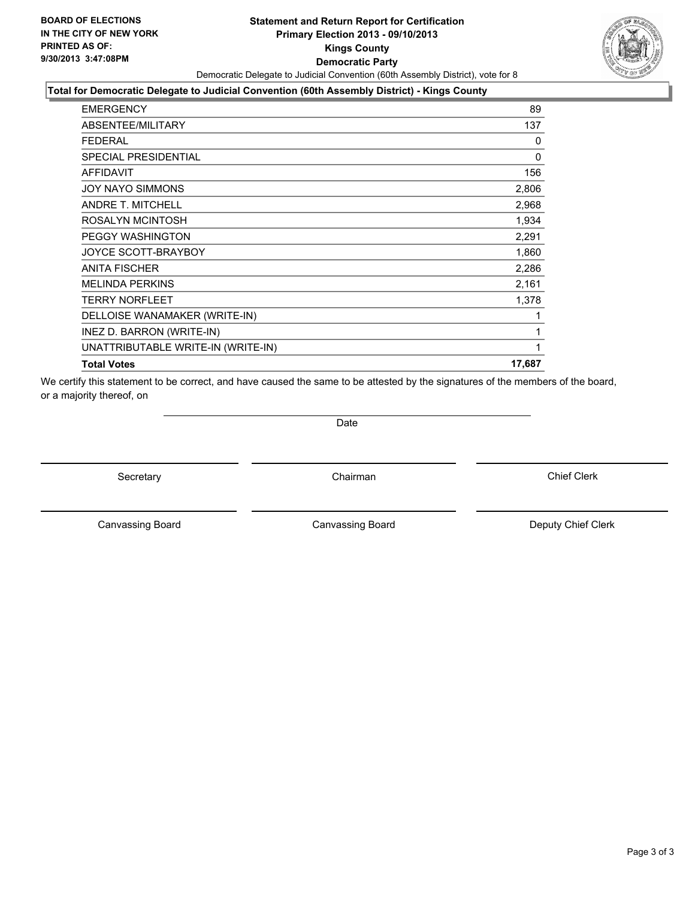**BOARD OF ELECTIONS IN THE CITY OF NEW YORK PRINTED AS OF: 9/30/2013 3:47:08PM**

**Statement and Return Report for Certification**
**Primary Election 2013 - 09/10/2013**
**Kings County**
**Democratic Party**

Democratic Delegate to Judicial Convention (60th Assembly District), vote for 8

**Total for Democratic Delegate to Judicial Convention (60th Assembly District) - Kings County**

| | |
|---|---|
| EMERGENCY | 89 |
| ABSENTEE/MILITARY | 137 |
| FEDERAL | 0 |
| SPECIAL PRESIDENTIAL | 0 |
| AFFIDAVIT | 156 |
| JOY NAYO SIMMONS | 2,806 |
| ANDRE T. MITCHELL | 2,968 |
| ROSALYN MCINTOSH | 1,934 |
| PEGGY WASHINGTON | 2,291 |
| JOYCE SCOTT-BRAYBOY | 1,860 |
| ANITA FISCHER | 2,286 |
| MELINDA PERKINS | 2,161 |
| TERRY NORFLEET | 1,378 |
| DELLOISE WANAMAKER (WRITE-IN) | 1 |
| INEZ D. BARRON (WRITE-IN) | 1 |
| UNATTRIBUTABLE WRITE-IN (WRITE-IN) | 1 |
| **Total Votes** | **17,687** |

We certify this statement to be correct, and have caused the same to be attested by the signatures of the members of the board, or a majority thereof, on

Date

Secretary | Chairman | Chief Clerk

Canvassing Board | Canvassing Board | Deputy Chief Clerk